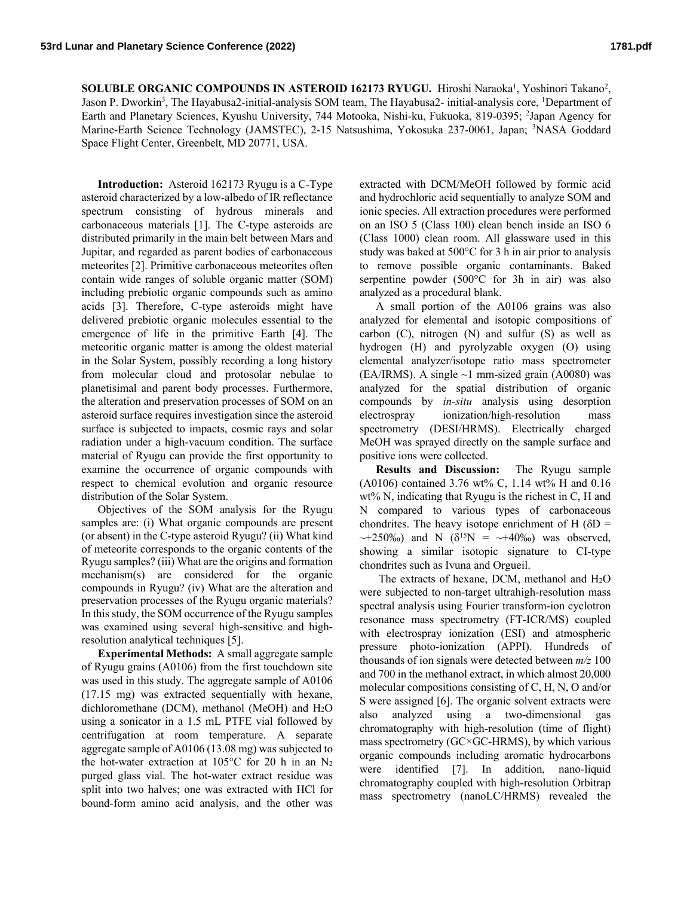**SOLUBLE ORGANIC COMPOUNDS IN ASTEROID 162173 RYUGU.** Hiroshi Naraoka[1], Yoshinori Takano[2], Jason P. Dworkin[3], The Hayabusa2-initial-analysis SOM team, The Hayabusa2- initial-analysis core, [1]Department of Earth and Planetary Sciences, Kyushu University, 744 Motooka, Nishi-ku, Fukuoka, 819-0395; [2]Japan Agency for Marine-Earth Science Technology (JAMSTEC), 2-15 Natsushima, Yokosuka 237-0061, Japan; [3]NASA Goddard Space Flight Center, Greenbelt, MD 20771, USA.

**Introduction:** Asteroid 162173 Ryugu is a C-Type asteroid characterized by a low-albedo of IR reflectance spectrum consisting of hydrous minerals and carbonaceous materials [1]. The C-type asteroids are distributed primarily in the main belt between Mars and Jupitar, and regarded as parent bodies of carbonaceous meteorites [2]. Primitive carbonaceous meteorites often contain wide ranges of soluble organic matter (SOM) including prebiotic organic compounds such as amino acids [3]. Therefore, C-type asteroids might have delivered prebiotic organic molecules essential to the emergence of life in the primitive Earth [4]. The meteoritic organic matter is among the oldest material in the Solar System, possibly recording a long history from molecular cloud and protosolar nebulae to planetisimal and parent body processes. Furthermore, the alteration and preservation processes of SOM on an asteroid surface requires investigation since the asteroid surface is subjected to impacts, cosmic rays and solar radiation under a high-vacuum condition. The surface material of Ryugu can provide the first opportunity to examine the occurrence of organic compounds with respect to chemical evolution and organic resource distribution of the Solar System.

Objectives of the SOM analysis for the Ryugu samples are: (i) What organic compounds are present (or absent) in the C-type asteroid Ryugu? (ii) What kind of meteorite corresponds to the organic contents of the Ryugu samples? (iii) What are the origins and formation mechanism(s) are considered for the organic compounds in Ryugu? (iv) What are the alteration and preservation processes of the Ryugu organic materials? In this study, the SOM occurrence of the Ryugu samples was examined using several high-sensitive and high-resolution analytical techniques [5].

**Experimental Methods:** A small aggregate sample of Ryugu grains (A0106) from the first touchdown site was used in this study. The aggregate sample of A0106 (17.15 mg) was extracted sequentially with hexane, dichloromethane (DCM), methanol (MeOH) and $H_2O$ using a sonicator in a 1.5 mL PTFE vial followed by centrifugation at room temperature. A separate aggregate sample of A0106 (13.08 mg) was subjected to the hot-water extraction at 105°C for 20 h in an $N_2$ purged glass vial. The hot-water extract residue was split into two halves; one was extracted with HCl for bound-form amino acid analysis, and the other was extracted with DCM/MeOH followed by formic acid and hydrochloric acid sequentially to analyze SOM and ionic species. All extraction procedures were performed on an ISO 5 (Class 100) clean bench inside an ISO 6 (Class 1000) clean room. All glassware used in this study was baked at 500°C for 3 h in air prior to analysis to remove possible organic contaminants. Baked serpentine powder (500°C for 3h in air) was also analyzed as a procedural blank.

A small portion of the A0106 grains was also analyzed for elemental and isotopic compositions of carbon (C), nitrogen (N) and sulfur (S) as well as hydrogen (H) and pyrolyzable oxygen (O) using elemental analyzer/isotope ratio mass spectrometer (EA/IRMS). A single ~1 mm-sized grain (A0080) was analyzed for the spatial distribution of organic compounds by *in-situ* analysis using desorption electrospray ionization/high-resolution mass spectrometry (DESI/HRMS). Electrically charged MeOH was sprayed directly on the sample surface and positive ions were collected.

**Results and Discussion:** The Ryugu sample (A0106) contained 3.76 wt% C, 1.14 wt% H and 0.16 wt% N, indicating that Ryugu is the richest in C, H and N compared to various types of carbonaceous chondrites. The heavy isotope enrichment of H ($\delta D$ = ~+250‰) and N ($\delta^{15}N$ = ~+40‰) was observed, showing a similar isotopic signature to CI-type chondrites such as Ivuna and Orgueil.

The extracts of hexane, DCM, methanol and $H_2O$ were subjected to non-target ultrahigh-resolution mass spectral analysis using Fourier transform-ion cyclotron resonance mass spectrometry (FT-ICR/MS) coupled with electrospray ionization (ESI) and atmospheric pressure photo-ionization (APPI). Hundreds of thousands of ion signals were detected between *m/z* 100 and 700 in the methanol extract, in which almost 20,000 molecular compositions consisting of C, H, N, O and/or S were assigned [6]. The organic solvent extracts were also analyzed using a two-dimensional gas chromatography with high-resolution (time of flight) mass spectrometry (GC×GC-HRMS), by which various organic compounds including aromatic hydrocarbons were identified [7]. In addition, nano-liquid chromatography coupled with high-resolution Orbitrap mass spectrometry (nanoLC/HRMS) revealed the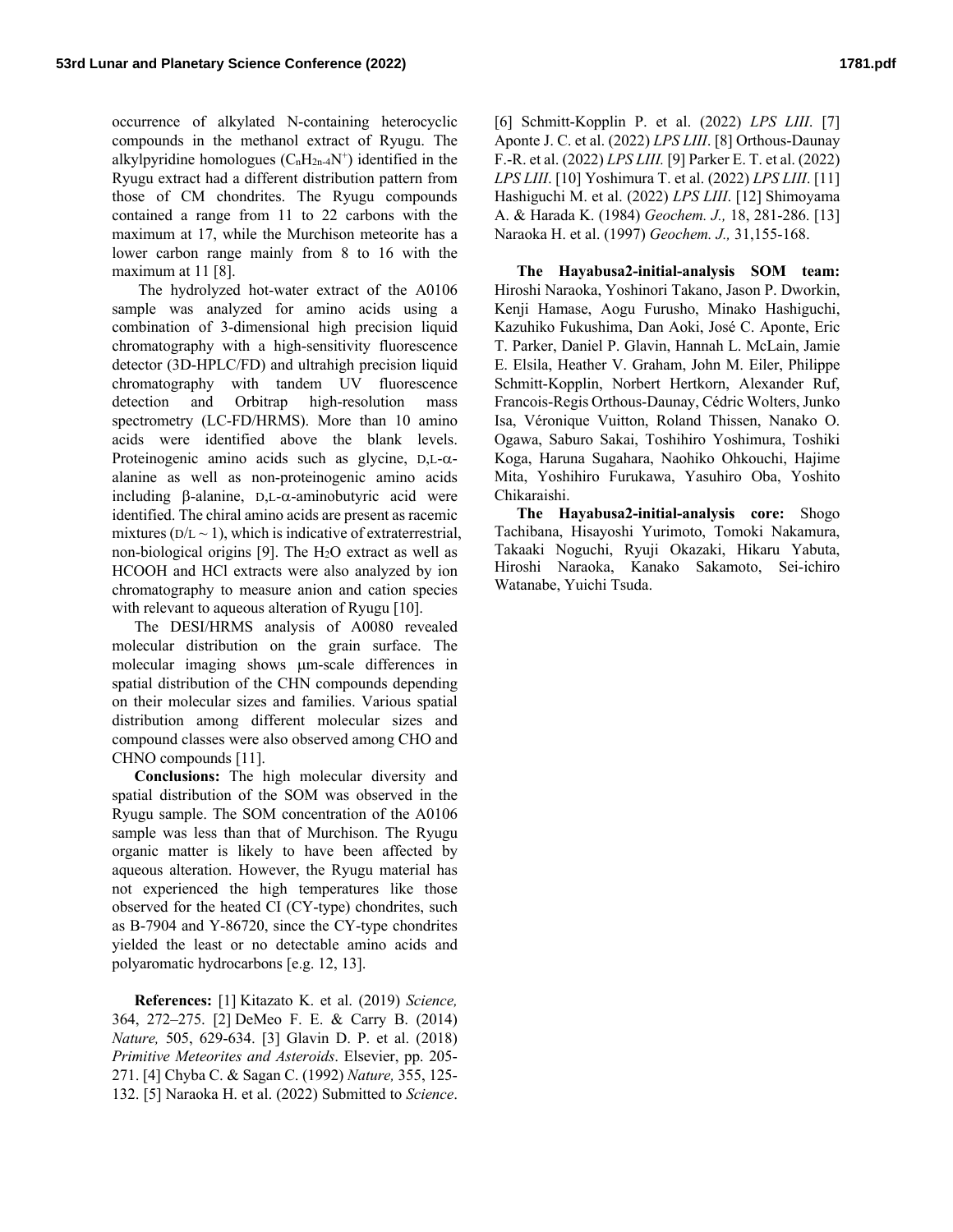occurrence of alkylated N-containing heterocyclic compounds in the methanol extract of Ryugu. The alkylpyridine homologues ($C_nH_{2n-4}N^+$) identified in the Ryugu extract had a different distribution pattern from those of CM chondrites. The Ryugu compounds contained a range from 11 to 22 carbons with the maximum at 17, while the Murchison meteorite has a lower carbon range mainly from 8 to 16 with the maximum at 11 [8].

The hydrolyzed hot-water extract of the A0106 sample was analyzed for amino acids using a combination of 3-dimensional high precision liquid chromatography with a high-sensitivity fluorescence detector (3D-HPLC/FD) and ultrahigh precision liquid chromatography with tandem UV fluorescence detection and Orbitrap high-resolution mass spectrometry (LC-FD/HRMS). More than 10 amino acids were identified above the blank levels. Proteinogenic amino acids such as glycine, D,L-α-alanine as well as non-proteinogenic amino acids including β-alanine, D,L-α-aminobutyric acid were identified. The chiral amino acids are present as racemic mixtures (D/L ~ 1), which is indicative of extraterrestrial, non-biological origins [9]. The $H_2O$ extract as well as HCOOH and HCl extracts were also analyzed by ion chromatography to measure anion and cation species with relevant to aqueous alteration of Ryugu [10].

The DESI/HRMS analysis of A0080 revealed molecular distribution on the grain surface. The molecular imaging shows μm-scale differences in spatial distribution of the CHN compounds depending on their molecular sizes and families. Various spatial distribution among different molecular sizes and compound classes were also observed among CHO and CHNO compounds [11].

**Conclusions:** The high molecular diversity and spatial distribution of the SOM was observed in the Ryugu sample. The SOM concentration of the A0106 sample was less than that of Murchison. The Ryugu organic matter is likely to have been affected by aqueous alteration. However, the Ryugu material has not experienced the high temperatures like those observed for the heated CI (CY-type) chondrites, such as B-7904 and Y-86720, since the CY-type chondrites yielded the least or no detectable amino acids and polyaromatic hydrocarbons [e.g. 12, 13].

**References:** [1] Kitazato K. et al. (2019) *Science,* 364, 272–275. [2] DeMeo F. E. & Carry B. (2014) *Nature,* 505, 629-634. [3] Glavin D. P. et al. (2018) *Primitive Meteorites and Asteroids*. Elsevier, pp. 205-271. [4] Chyba C. & Sagan C. (1992) *Nature,* 355, 125-132. [5] Naraoka H. et al. (2022) Submitted to *Science*. [6] Schmitt-Kopplin P. et al. (2022) *LPS LIII*. [7] Aponte J. C. et al. (2022) *LPS LIII*. [8] Orthous-Daunay F.-R. et al. (2022) *LPS LIII.* [9] Parker E. T. et al. (2022) *LPS LIII*. [10] Yoshimura T. et al. (2022) *LPS LIII*. [11] Hashiguchi M. et al. (2022) *LPS LIII*. [12] Shimoyama A. & Harada K. (1984) *Geochem. J.,* 18, 281-286. [13] Naraoka H. et al. (1997) *Geochem. J.,* 31,155-168.

**The Hayabusa2-initial-analysis SOM team:** Hiroshi Naraoka, Yoshinori Takano, Jason P. Dworkin, Kenji Hamase, Aogu Furusho, Minako Hashiguchi, Kazuhiko Fukushima, Dan Aoki, José C. Aponte, Eric T. Parker, Daniel P. Glavin, Hannah L. McLain, Jamie E. Elsila, Heather V. Graham, John M. Eiler, Philippe Schmitt-Kopplin, Norbert Hertkorn, Alexander Ruf, Francois-Regis Orthous-Daunay, Cédric Wolters, Junko Isa, Véronique Vuitton, Roland Thissen, Nanako O. Ogawa, Saburo Sakai, Toshihiro Yoshimura, Toshiki Koga, Haruna Sugahara, Naohiko Ohkouchi, Hajime Mita, Yoshihiro Furukawa, Yasuhiro Oba, Yoshito Chikaraishi.

**The Hayabusa2-initial-analysis core:** Shogo Tachibana, Hisayoshi Yurimoto, Tomoki Nakamura, Takaaki Noguchi, Ryuji Okazaki, Hikaru Yabuta, Hiroshi Naraoka, Kanako Sakamoto, Sei-ichiro Watanabe, Yuichi Tsuda.